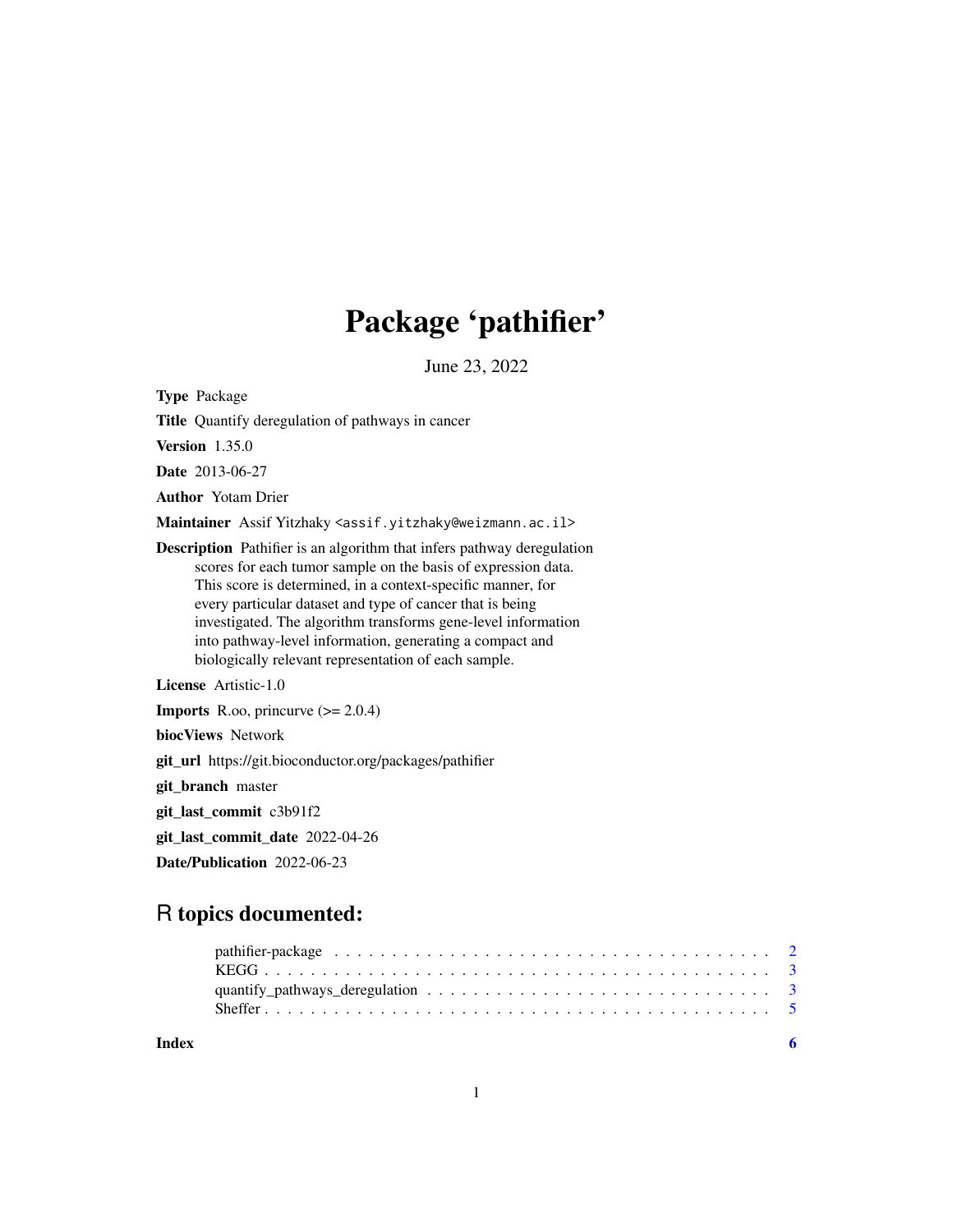# Package 'pathifier'

June 23, 2022

**Type** Package

**Title** Quantify deregulation of pathways in cancer

**Version** 1.35.0

**Date** 2013-06-27

**Author** Yotam Drier

**Maintainer** Assif Yitzhaky <assif.yitzhaky@weizmann.ac.il>

**Description** Pathifier is an algorithm that infers pathway deregulation scores for each tumor sample on the basis of expression data. This score is determined, in a context-specific manner, for every particular dataset and type of cancer that is being investigated. The algorithm transforms gene-level information into pathway-level information, generating a compact and biologically relevant representation of each sample.

**License** Artistic-1.0

**Imports** R.oo, princurve (>= 2.0.4)

**biocViews** Network

**git_url** https://git.bioconductor.org/packages/pathifier

**git_branch** master

**git_last_commit** c3b91f2

**git_last_commit_date** 2022-04-26

**Date/Publication** 2022-06-23

## R topics documented:

- pathifier-package . . . . . . . . . . . . . . . . . . . . . . . . . . . . . . . . . . . . . . 2
- KEGG . . . . . . . . . . . . . . . . . . . . . . . . . . . . . . . . . . . . . . . . . . . . . 3
- quantify_pathways_deregulation . . . . . . . . . . . . . . . . . . . . . . . . . . . . . . 3
- Sheffer . . . . . . . . . . . . . . . . . . . . . . . . . . . . . . . . . . . . . . . . . . . . 5

**Index** **6**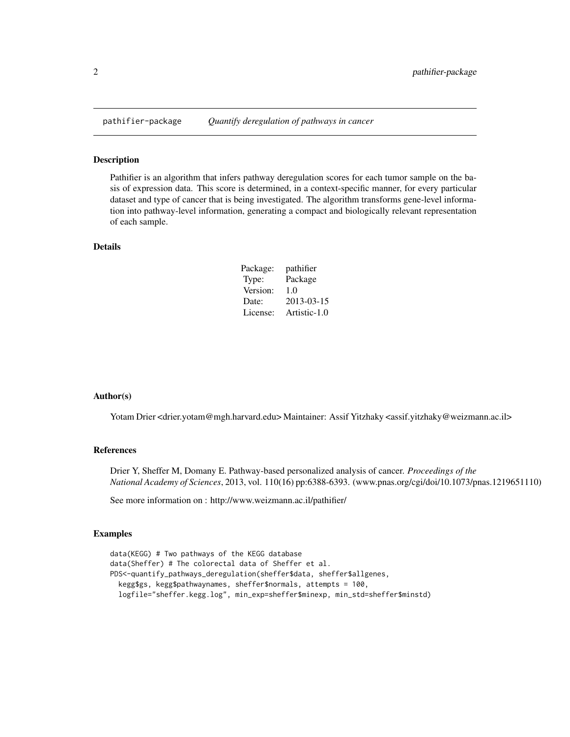pathifier-package    *Quantify deregulation of pathways in cancer*

## Description

Pathifier is an algorithm that infers pathway deregulation scores for each tumor sample on the basis of expression data. This score is determined, in a context-specific manner, for every particular dataset and type of cancer that is being investigated. The algorithm transforms gene-level information into pathway-level information, generating a compact and biologically relevant representation of each sample.

## Details

| | |
|---|---|
| Package: | pathifier |
| Type: | Package |
| Version: | 1.0 |
| Date: | 2013-03-15 |
| License: | Artistic-1.0 |

## Author(s)

Yotam Drier <drier.yotam@mgh.harvard.edu> Maintainer: Assif Yitzhaky <assif.yitzhaky@weizmann.ac.il>

## References

Drier Y, Sheffer M, Domany E. Pathway-based personalized analysis of cancer. *Proceedings of the National Academy of Sciences*, 2013, vol. 110(16) pp:6388-6393. (www.pnas.org/cgi/doi/10.1073/pnas.1219651110)

See more information on : http://www.weizmann.ac.il/pathifier/

## Examples

```
data(KEGG) # Two pathways of the KEGG database
data(Sheffer) # The colorectal data of Sheffer et al.
PDS<-quantify_pathways_deregulation(sheffer$data, sheffer$allgenes,
  kegg$gs, kegg$pathwaynames, sheffer$normals, attempts = 100,
  logfile="sheffer.kegg.log", min_exp=sheffer$minexp, min_std=sheffer$minstd)
```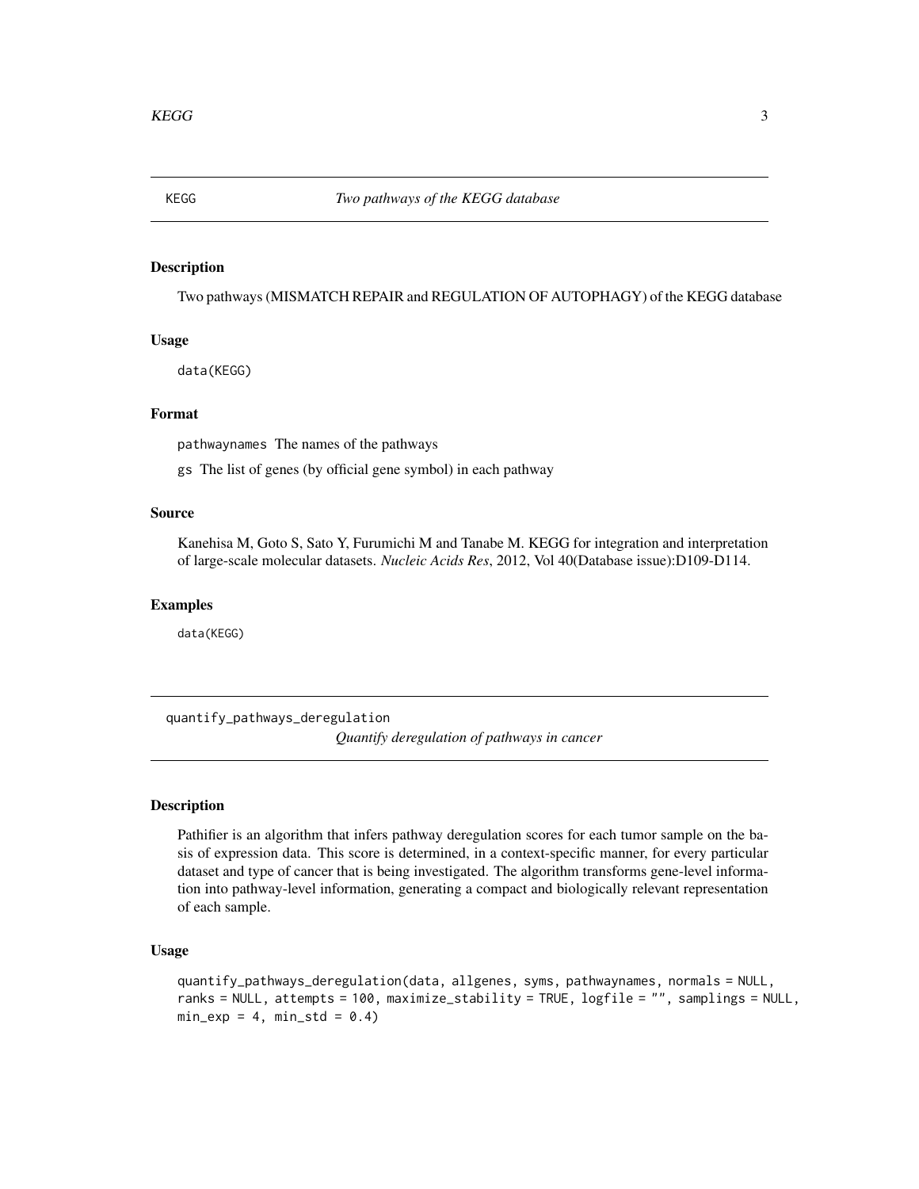## KEGG *Two pathways of the KEGG database*

### Description

Two pathways (MISMATCH REPAIR and REGULATION OF AUTOPHAGY) of the KEGG database

### Usage

```
data(KEGG)
```

### Format

`pathwaynames` The names of the pathways

`gs` The list of genes (by official gene symbol) in each pathway

### Source

Kanehisa M, Goto S, Sato Y, Furumichi M and Tanabe M. KEGG for integration and interpretation of large-scale molecular datasets. *Nucleic Acids Res*, 2012, Vol 40(Database issue):D109-D114.

### Examples

```
data(KEGG)
```

## quantify_pathways_deregulation *Quantify deregulation of pathways in cancer*

### Description

Pathifier is an algorithm that infers pathway deregulation scores for each tumor sample on the basis of expression data. This score is determined, in a context-specific manner, for every particular dataset and type of cancer that is being investigated. The algorithm transforms gene-level information into pathway-level information, generating a compact and biologically relevant representation of each sample.

### Usage

```
quantify_pathways_deregulation(data, allgenes, syms, pathwaynames, normals = NULL,
ranks = NULL, attempts = 100, maximize_stability = TRUE, logfile = "", samplings = NULL,
min_exp = 4, min_std = 0.4)
```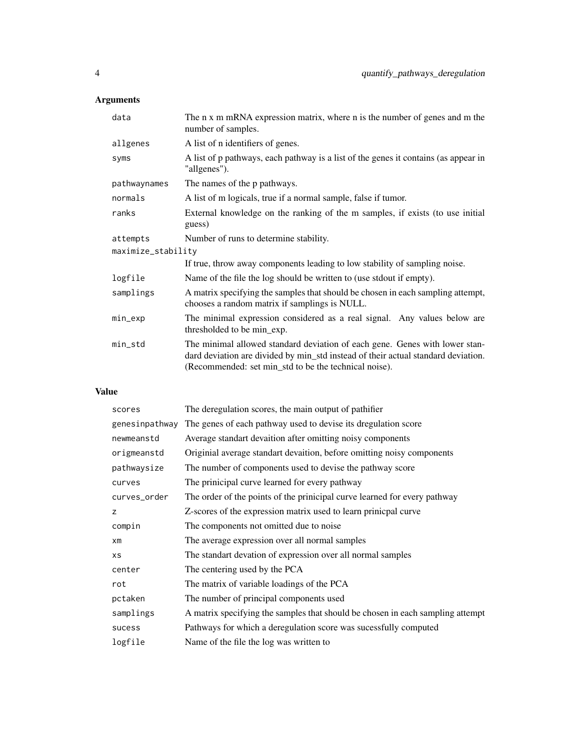## Arguments

| | |
|---|---|
| data | The n x m mRNA expression matrix, where n is the number of genes and m the number of samples. |
| allgenes | A list of n identifiers of genes. |
| syms | A list of p pathways, each pathway is a list of the genes it contains (as appear in "allgenes"). |
| pathwaynames | The names of the p pathways. |
| normals | A list of m logicals, true if a normal sample, false if tumor. |
| ranks | External knowledge on the ranking of the m samples, if exists (to use initial guess) |
| attempts | Number of runs to determine stability. |
| maximize_stability | If true, throw away components leading to low stability of sampling noise. |
| logfile | Name of the file the log should be written to (use stdout if empty). |
| samplings | A matrix specifying the samples that should be chosen in each sampling attempt, chooses a random matrix if samplings is NULL. |
| min_exp | The minimal expression considered as a real signal. Any values below are thresholded to be min_exp. |
| min_std | The minimal allowed standard deviation of each gene. Genes with lower standard deviation are divided by min_std instead of their actual standard deviation. (Recommended: set min_std to be the technical noise). |

## Value

| | |
|---|---|
| scores | The deregulation scores, the main output of pathifier |
| genesinpathway | The genes of each pathway used to devise its dregulation score |
| newmeanstd | Average standart devaition after omitting noisy components |
| origmeanstd | Originial average standart devaition, before omitting noisy components |
| pathwaysize | The number of components used to devise the pathway score |
| curves | The prinicipal curve learned for every pathway |
| curves_order | The order of the points of the prinicipal curve learned for every pathway |
| z | Z-scores of the expression matrix used to learn prinicpal curve |
| compin | The components not omitted due to noise |
| xm | The average expression over all normal samples |
| xs | The standart devation of expression over all normal samples |
| center | The centering used by the PCA |
| rot | The matrix of variable loadings of the PCA |
| pctaken | The number of principal components used |
| samplings | A matrix specifying the samples that should be chosen in each sampling attempt |
| sucess | Pathways for which a deregulation score was sucessfully computed |
| logfile | Name of the file the log was written to |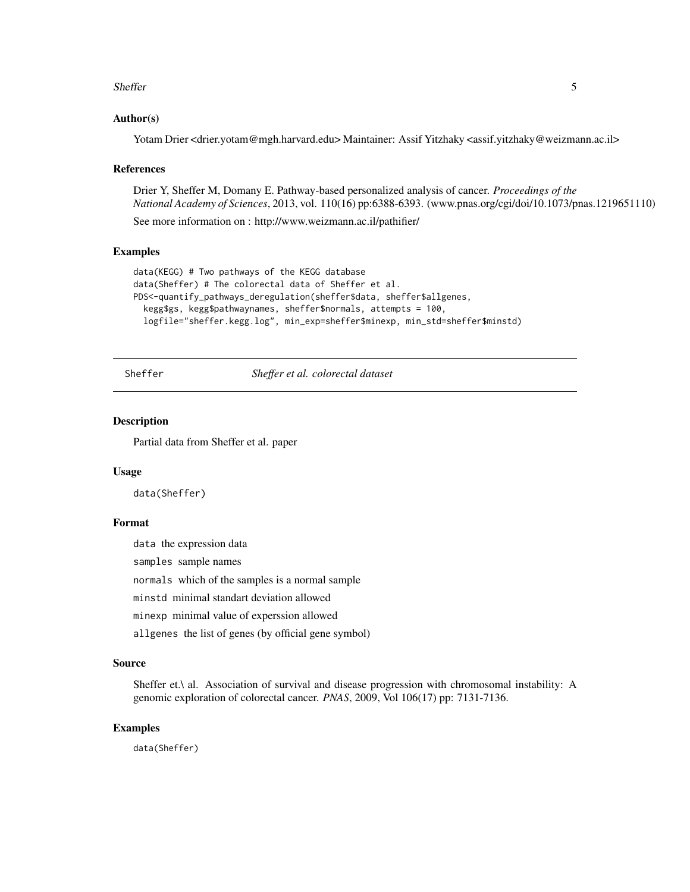### Author(s)

Yotam Drier <drier.yotam@mgh.harvard.edu> Maintainer: Assif Yitzhaky <assif.yitzhaky@weizmann.ac.il>

### References

Drier Y, Sheffer M, Domany E. Pathway-based personalized analysis of cancer. *Proceedings of the National Academy of Sciences*, 2013, vol. 110(16) pp:6388-6393. (www.pnas.org/cgi/doi/10.1073/pnas.1219651110)

See more information on : http://www.weizmann.ac.il/pathifier/

### Examples

```
data(KEGG) # Two pathways of the KEGG database
data(Sheffer) # The colorectal data of Sheffer et al.
PDS<-quantify_pathways_deregulation(sheffer$data, sheffer$allgenes,
  kegg$gs, kegg$pathwaynames, sheffer$normals, attempts = 100,
  logfile="sheffer.kegg.log", min_exp=sheffer$minexp, min_std=sheffer$minstd)
```

---

## Sheffer — *Sheffer et al. colorectal dataset*

---

### Description

Partial data from Sheffer et al. paper

### Usage

```
data(Sheffer)
```

### Format

`data` the expression data

`samples` sample names

`normals` which of the samples is a normal sample

`minstd` minimal standart deviation allowed

`minexp` minimal value of experssion allowed

`allgenes` the list of genes (by official gene symbol)

### Source

Sheffer et.\ al. Association of survival and disease progression with chromosomal instability: A genomic exploration of colorectal cancer. *PNAS*, 2009, Vol 106(17) pp: 7131-7136.

### Examples

```
data(Sheffer)
```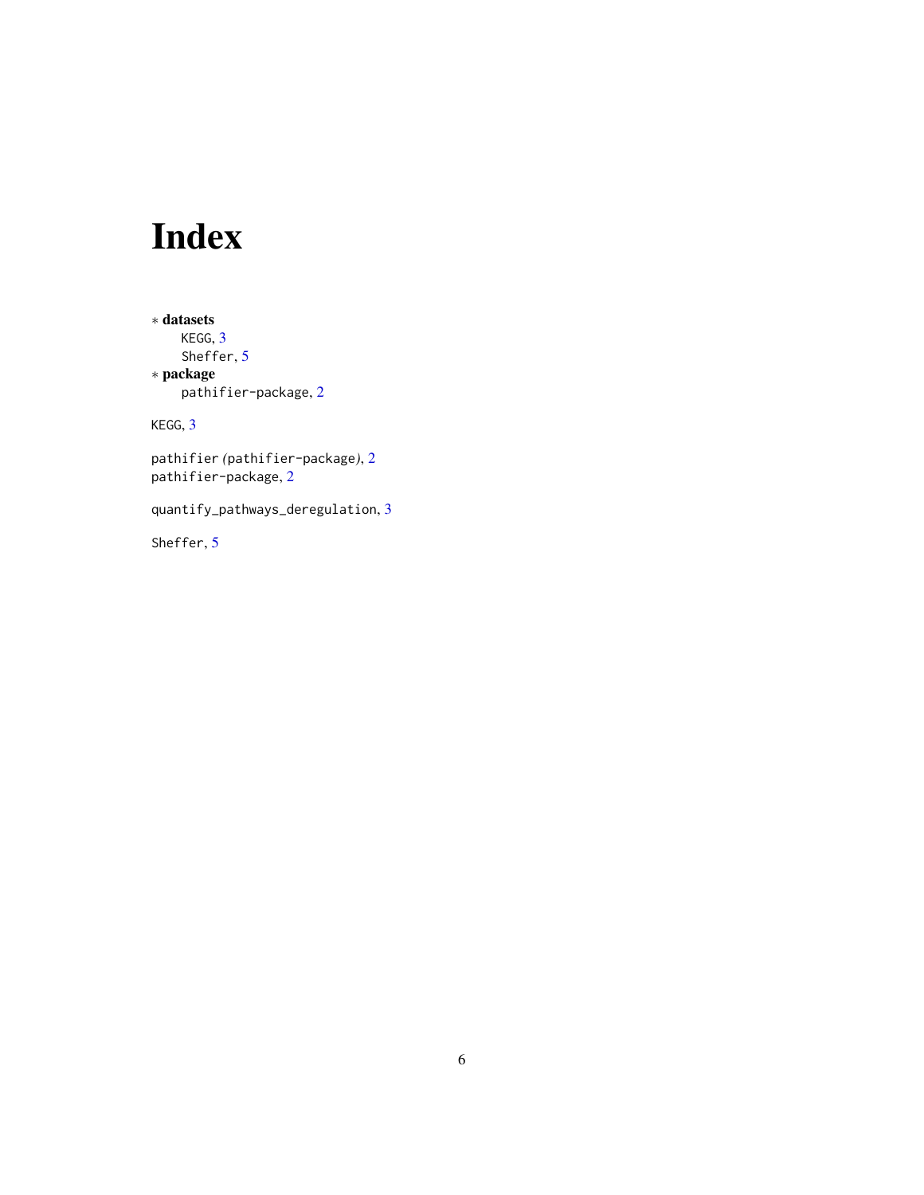# Index

∗ **datasets**
  KEGG, 3
  Sheffer, 5
∗ **package**
  pathifier-package, 2

KEGG, 3

pathifier *(*pathifier-package*)*, 2
pathifier-package, 2

quantify_pathways_deregulation, 3

Sheffer, 5